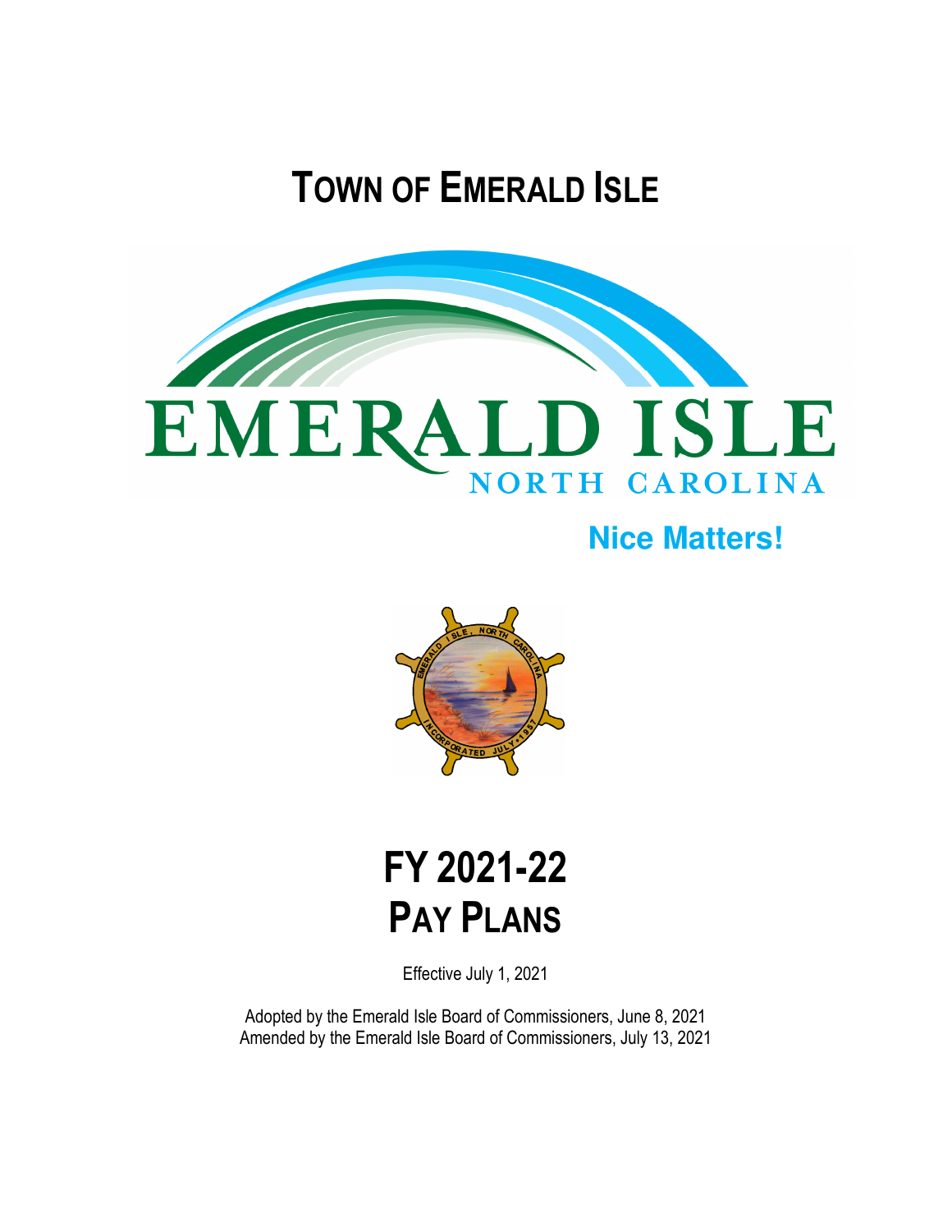# TOWN OF EMERALD ISLE

EMERALD ISLE
NORTH CAROLINA

**Nice Matters!**

# FY 2021-22
# PAY PLANS

Effective July 1, 2021

Adopted by the Emerald Isle Board of Commissioners, June 8, 2021
Amended by the Emerald Isle Board of Commissioners, July 13, 2021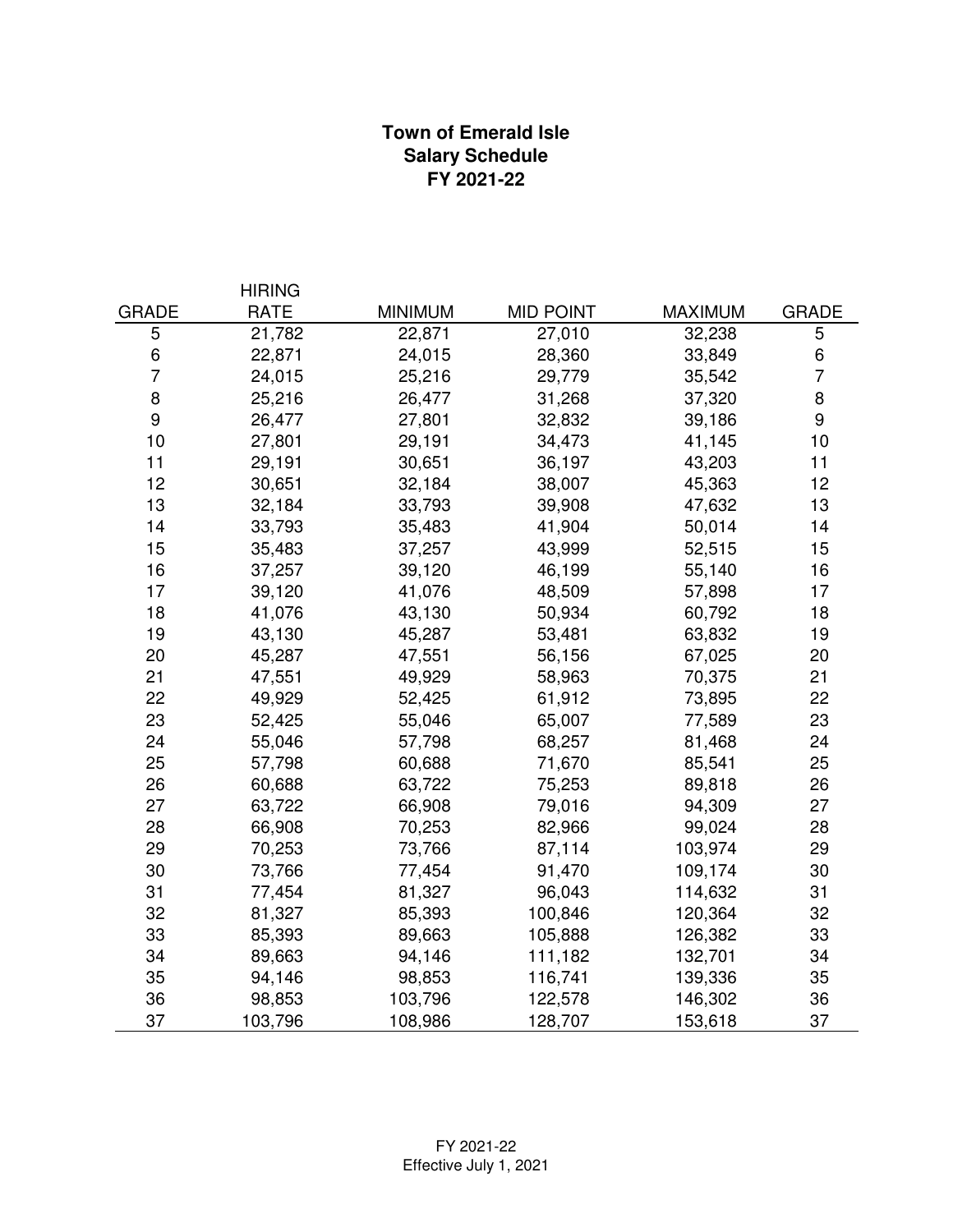# Town of Emerald Isle
## Salary Schedule
## FY 2021-22

| GRADE | HIRING RATE | MINIMUM | MID POINT | MAXIMUM | GRADE |
|---|---|---|---|---|---|
| 5 | 21,782 | 22,871 | 27,010 | 32,238 | 5 |
| 6 | 22,871 | 24,015 | 28,360 | 33,849 | 6 |
| 7 | 24,015 | 25,216 | 29,779 | 35,542 | 7 |
| 8 | 25,216 | 26,477 | 31,268 | 37,320 | 8 |
| 9 | 26,477 | 27,801 | 32,832 | 39,186 | 9 |
| 10 | 27,801 | 29,191 | 34,473 | 41,145 | 10 |
| 11 | 29,191 | 30,651 | 36,197 | 43,203 | 11 |
| 12 | 30,651 | 32,184 | 38,007 | 45,363 | 12 |
| 13 | 32,184 | 33,793 | 39,908 | 47,632 | 13 |
| 14 | 33,793 | 35,483 | 41,904 | 50,014 | 14 |
| 15 | 35,483 | 37,257 | 43,999 | 52,515 | 15 |
| 16 | 37,257 | 39,120 | 46,199 | 55,140 | 16 |
| 17 | 39,120 | 41,076 | 48,509 | 57,898 | 17 |
| 18 | 41,076 | 43,130 | 50,934 | 60,792 | 18 |
| 19 | 43,130 | 45,287 | 53,481 | 63,832 | 19 |
| 20 | 45,287 | 47,551 | 56,156 | 67,025 | 20 |
| 21 | 47,551 | 49,929 | 58,963 | 70,375 | 21 |
| 22 | 49,929 | 52,425 | 61,912 | 73,895 | 22 |
| 23 | 52,425 | 55,046 | 65,007 | 77,589 | 23 |
| 24 | 55,046 | 57,798 | 68,257 | 81,468 | 24 |
| 25 | 57,798 | 60,688 | 71,670 | 85,541 | 25 |
| 26 | 60,688 | 63,722 | 75,253 | 89,818 | 26 |
| 27 | 63,722 | 66,908 | 79,016 | 94,309 | 27 |
| 28 | 66,908 | 70,253 | 82,966 | 99,024 | 28 |
| 29 | 70,253 | 73,766 | 87,114 | 103,974 | 29 |
| 30 | 73,766 | 77,454 | 91,470 | 109,174 | 30 |
| 31 | 77,454 | 81,327 | 96,043 | 114,632 | 31 |
| 32 | 81,327 | 85,393 | 100,846 | 120,364 | 32 |
| 33 | 85,393 | 89,663 | 105,888 | 126,382 | 33 |
| 34 | 89,663 | 94,146 | 111,182 | 132,701 | 34 |
| 35 | 94,146 | 98,853 | 116,741 | 139,336 | 35 |
| 36 | 98,853 | 103,796 | 122,578 | 146,302 | 36 |
| 37 | 103,796 | 108,986 | 128,707 | 153,618 | 37 |

FY 2021-22
Effective July 1, 2021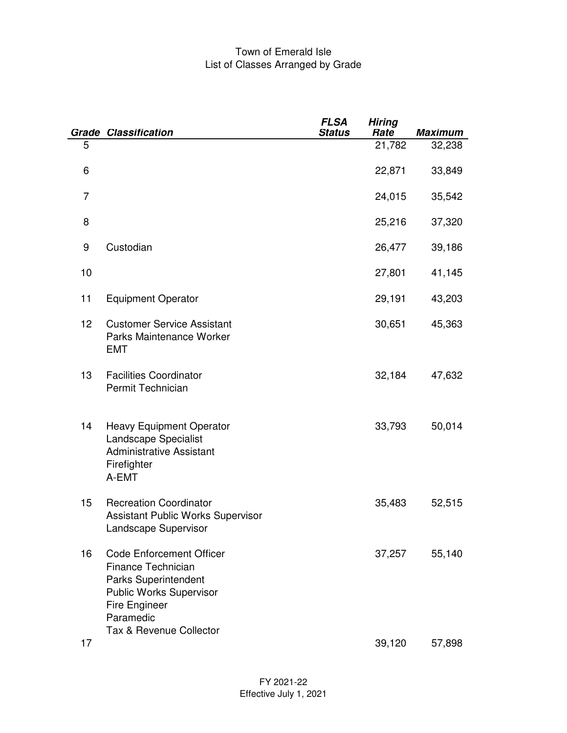Town of Emerald Isle
List of Classes Arranged by Grade

| Grade | Classification | FLSA Status | Hiring Rate | Maximum |
|---|---|---|---|---|
| 5 | | | 21,782 | 32,238 |
| 6 | | | 22,871 | 33,849 |
| 7 | | | 24,015 | 35,542 |
| 8 | | | 25,216 | 37,320 |
| 9 | Custodian | | 26,477 | 39,186 |
| 10 | | | 27,801 | 41,145 |
| 11 | Equipment Operator | | 29,191 | 43,203 |
| 12 | Customer Service Assistant<br>Parks Maintenance Worker<br>EMT | | 30,651 | 45,363 |
| 13 | Facilities Coordinator<br>Permit Technician | | 32,184 | 47,632 |
| 14 | Heavy Equipment Operator<br>Landscape Specialist<br>Administrative Assistant<br>Firefighter<br>A-EMT | | 33,793 | 50,014 |
| 15 | Recreation Coordinator<br>Assistant Public Works Supervisor<br>Landscape Supervisor | | 35,483 | 52,515 |
| 16 | Code Enforcement Officer<br>Finance Technician<br>Parks Superintendent<br>Public Works Supervisor<br>Fire Engineer<br>Paramedic<br>Tax & Revenue Collector | | 37,257 | 55,140 |
| 17 | | | 39,120 | 57,898 |

FY 2021-22
Effective July 1, 2021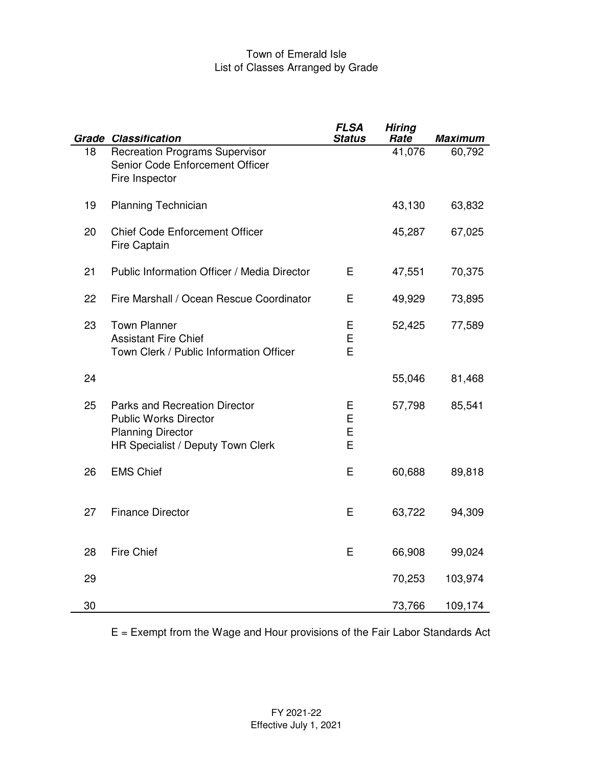# Town of Emerald Isle
## List of Classes Arranged by Grade

| Grade | Classification | FLSA Status | Hiring Rate | Maximum |
|---|---|---|---|---|
| 18 | Recreation Programs Supervisor | | 41,076 | 60,792 |
| | Senior Code Enforcement Officer | | | |
| | Fire Inspector | | | |
| 19 | Planning Technician | | 43,130 | 63,832 |
| 20 | Chief Code Enforcement Officer | | 45,287 | 67,025 |
| | Fire Captain | | | |
| 21 | Public Information Officer / Media Director | E | 47,551 | 70,375 |
| 22 | Fire Marshall / Ocean Rescue Coordinator | E | 49,929 | 73,895 |
| 23 | Town Planner | E | 52,425 | 77,589 |
| | Assistant Fire Chief | E | | |
| | Town Clerk / Public Information Officer | E | | |
| 24 | | | 55,046 | 81,468 |
| 25 | Parks and Recreation Director | E | 57,798 | 85,541 |
| | Public Works Director | E | | |
| | Planning Director | E | | |
| | HR Specialist / Deputy Town Clerk | E | | |
| 26 | EMS Chief | E | 60,688 | 89,818 |
| 27 | Finance Director | E | 63,722 | 94,309 |
| 28 | Fire Chief | E | 66,908 | 99,024 |
| 29 | | | 70,253 | 103,974 |
| 30 | | | 73,766 | 109,174 |

E = Exempt from the Wage and Hour provisions of the Fair Labor Standards Act

FY 2021-22
Effective July 1, 2021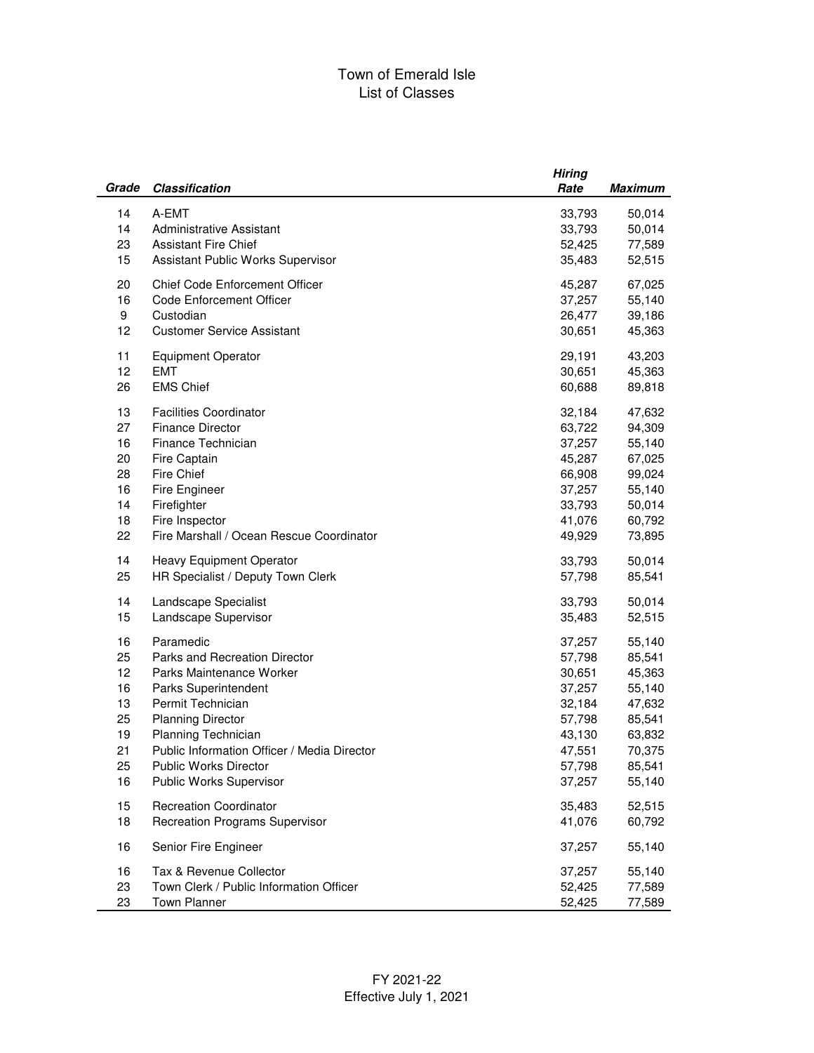# Town of Emerald Isle
## List of Classes

| ***Grade*** | ***Classification*** | ***Hiring Rate*** | ***Maximum*** |
|---|---|---|---|
| 14 | A-EMT | 33,793 | 50,014 |
| 14 | Administrative Assistant | 33,793 | 50,014 |
| 23 | Assistant Fire Chief | 52,425 | 77,589 |
| 15 | Assistant Public Works Supervisor | 35,483 | 52,515 |
| 20 | Chief Code Enforcement Officer | 45,287 | 67,025 |
| 16 | Code Enforcement Officer | 37,257 | 55,140 |
| 9 | Custodian | 26,477 | 39,186 |
| 12 | Customer Service Assistant | 30,651 | 45,363 |
| 11 | Equipment Operator | 29,191 | 43,203 |
| 12 | EMT | 30,651 | 45,363 |
| 26 | EMS Chief | 60,688 | 89,818 |
| 13 | Facilities Coordinator | 32,184 | 47,632 |
| 27 | Finance Director | 63,722 | 94,309 |
| 16 | Finance Technician | 37,257 | 55,140 |
| 20 | Fire Captain | 45,287 | 67,025 |
| 28 | Fire Chief | 66,908 | 99,024 |
| 16 | Fire Engineer | 37,257 | 55,140 |
| 14 | Firefighter | 33,793 | 50,014 |
| 18 | Fire Inspector | 41,076 | 60,792 |
| 22 | Fire Marshall / Ocean Rescue Coordinator | 49,929 | 73,895 |
| 14 | Heavy Equipment Operator | 33,793 | 50,014 |
| 25 | HR Specialist / Deputy Town Clerk | 57,798 | 85,541 |
| 14 | Landscape Specialist | 33,793 | 50,014 |
| 15 | Landscape Supervisor | 35,483 | 52,515 |
| 16 | Paramedic | 37,257 | 55,140 |
| 25 | Parks and Recreation Director | 57,798 | 85,541 |
| 12 | Parks Maintenance Worker | 30,651 | 45,363 |
| 16 | Parks Superintendent | 37,257 | 55,140 |
| 13 | Permit Technician | 32,184 | 47,632 |
| 25 | Planning Director | 57,798 | 85,541 |
| 19 | Planning Technician | 43,130 | 63,832 |
| 21 | Public Information Officer / Media Director | 47,551 | 70,375 |
| 25 | Public Works Director | 57,798 | 85,541 |
| 16 | Public Works Supervisor | 37,257 | 55,140 |
| 15 | Recreation Coordinator | 35,483 | 52,515 |
| 18 | Recreation Programs Supervisor | 41,076 | 60,792 |
| 16 | Senior Fire Engineer | 37,257 | 55,140 |
| 16 | Tax & Revenue Collector | 37,257 | 55,140 |
| 23 | Town Clerk / Public Information Officer | 52,425 | 77,589 |
| 23 | Town Planner | 52,425 | 77,589 |

FY 2021-22
Effective July 1, 2021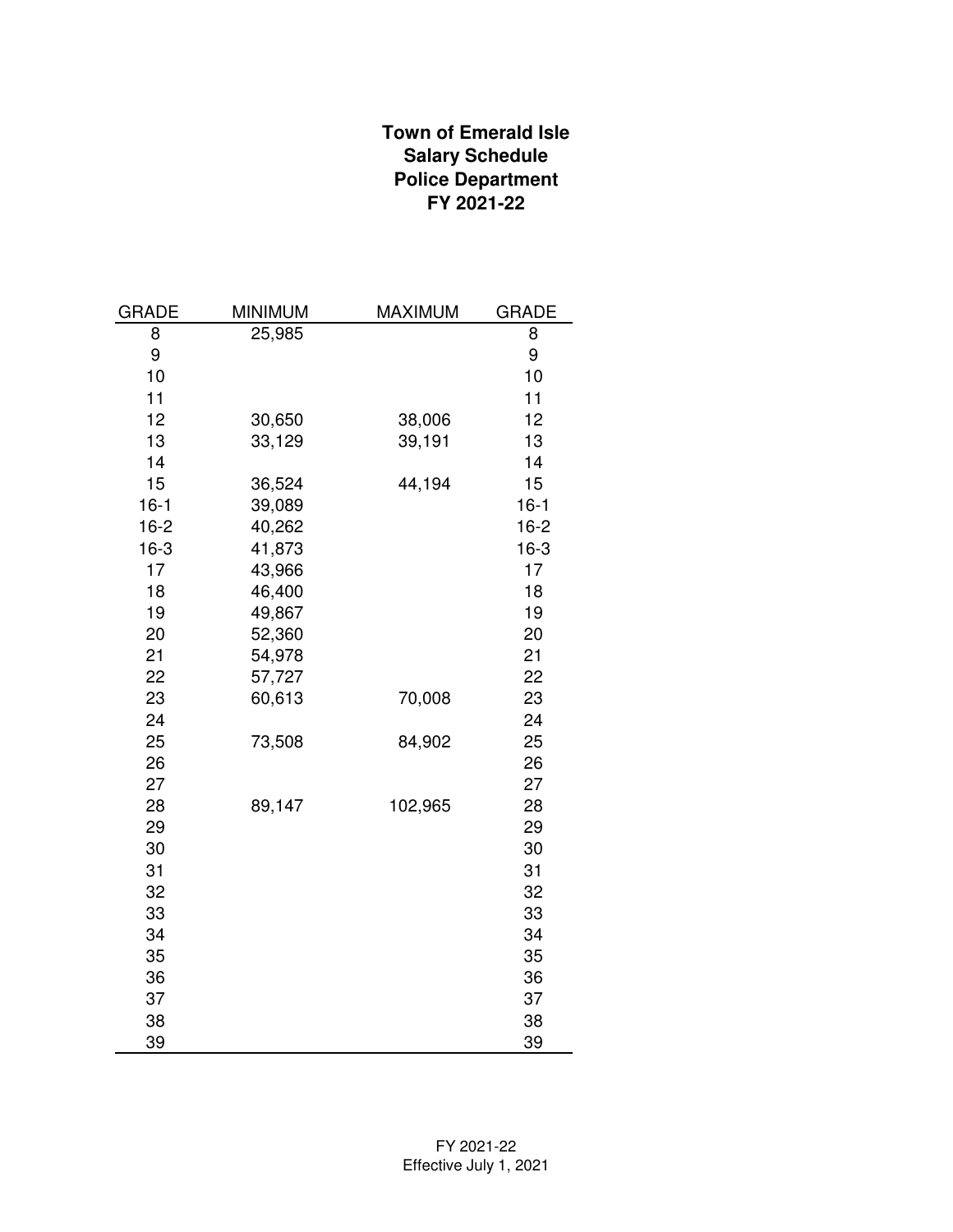**Town of Emerald Isle**
**Salary Schedule**
**Police Department**
**FY 2021-22**

| GRADE | MINIMUM | MAXIMUM | GRADE |
|---|---|---|---|
| 8 | 25,985 | | 8 |
| 9 | | | 9 |
| 10 | | | 10 |
| 11 | | | 11 |
| 12 | 30,650 | 38,006 | 12 |
| 13 | 33,129 | 39,191 | 13 |
| 14 | | | 14 |
| 15 | 36,524 | 44,194 | 15 |
| 16-1 | 39,089 | | 16-1 |
| 16-2 | 40,262 | | 16-2 |
| 16-3 | 41,873 | | 16-3 |
| 17 | 43,966 | | 17 |
| 18 | 46,400 | | 18 |
| 19 | 49,867 | | 19 |
| 20 | 52,360 | | 20 |
| 21 | 54,978 | | 21 |
| 22 | 57,727 | | 22 |
| 23 | 60,613 | 70,008 | 23 |
| 24 | | | 24 |
| 25 | 73,508 | 84,902 | 25 |
| 26 | | | 26 |
| 27 | | | 27 |
| 28 | 89,147 | 102,965 | 28 |
| 29 | | | 29 |
| 30 | | | 30 |
| 31 | | | 31 |
| 32 | | | 32 |
| 33 | | | 33 |
| 34 | | | 34 |
| 35 | | | 35 |
| 36 | | | 36 |
| 37 | | | 37 |
| 38 | | | 38 |
| 39 | | | 39 |

FY 2021-22
Effective July 1, 2021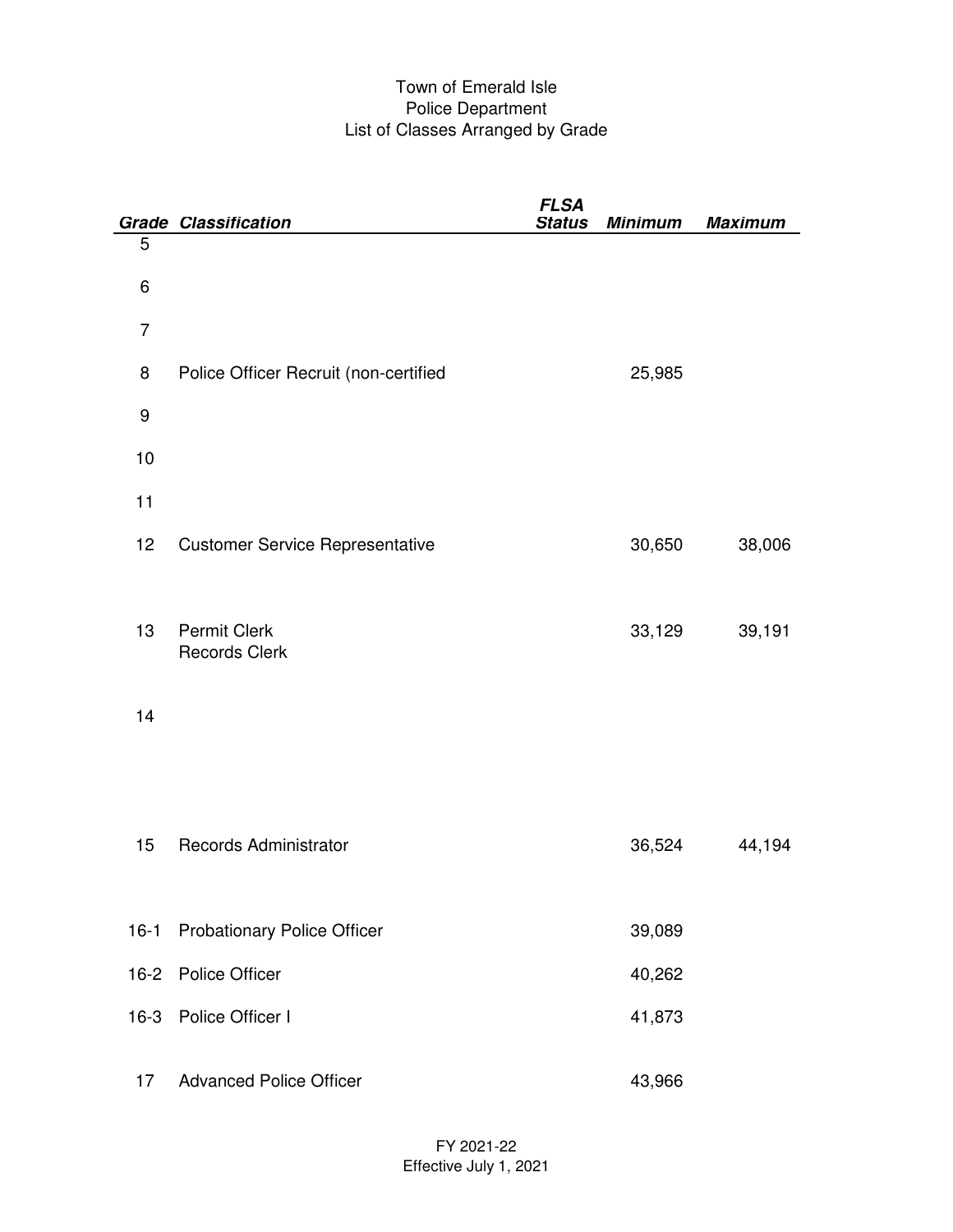Town of Emerald Isle
Police Department
List of Classes Arranged by Grade

| ***Grade*** | ***Classification*** | ***FLSA Status*** | ***Minimum*** | ***Maximum*** |
|---|---|---|---|---|
| 5 | | | | |
| 6 | | | | |
| 7 | | | | |
| 8 | Police Officer Recruit (non-certified | | 25,985 | |
| 9 | | | | |
| 10 | | | | |
| 11 | | | | |
| 12 | Customer Service Representative | | 30,650 | 38,006 |
| 13 | Permit Clerk<br>Records Clerk | | 33,129 | 39,191 |
| 14 | | | | |
| 15 | Records Administrator | | 36,524 | 44,194 |
| 16-1 | Probationary Police Officer | | 39,089 | |
| 16-2 | Police Officer | | 40,262 | |
| 16-3 | Police Officer I | | 41,873 | |
| 17 | Advanced Police Officer | | 43,966 | |

FY 2021-22
Effective July 1, 2021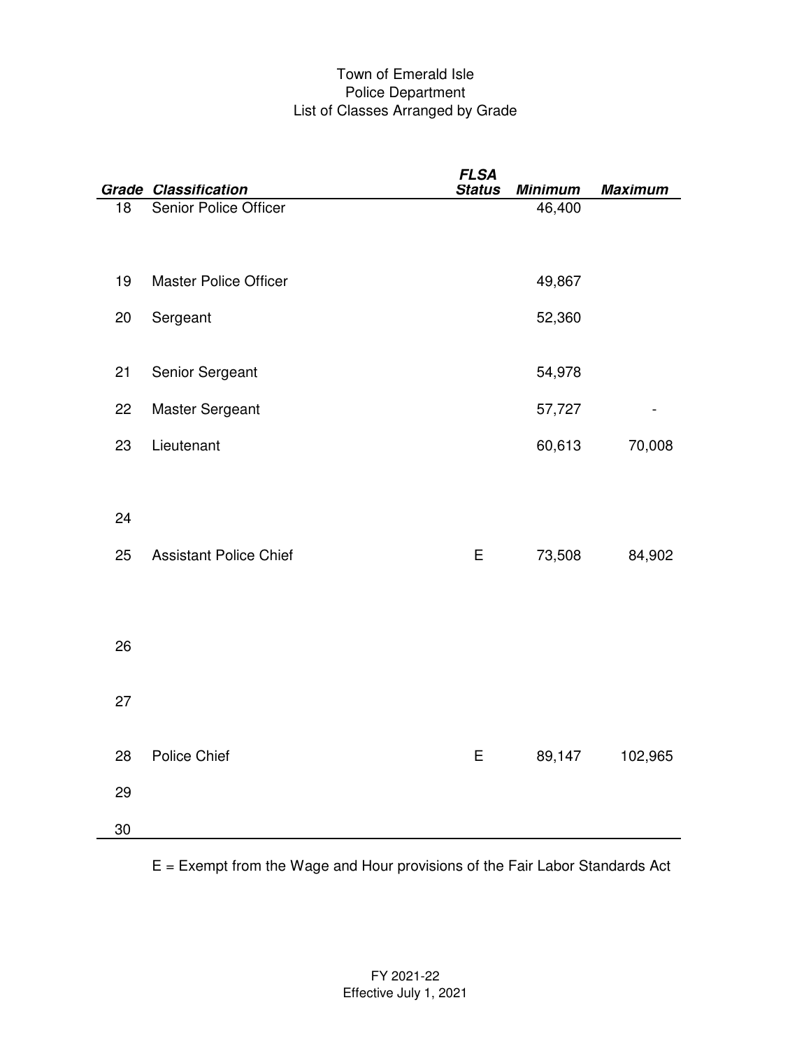Town of Emerald Isle
Police Department
List of Classes Arranged by Grade

| *Grade* | *Classification* | *FLSA Status* | *Minimum* | *Maximum* |
|---|---|---|---|---|
| 18 | Senior Police Officer | | 46,400 | |
| 19 | Master Police Officer | | 49,867 | |
| 20 | Sergeant | | 52,360 | |
| 21 | Senior Sergeant | | 54,978 | |
| 22 | Master Sergeant | | 57,727 | - |
| 23 | Lieutenant | | 60,613 | 70,008 |
| 24 | | | | |
| 25 | Assistant Police Chief | E | 73,508 | 84,902 |
| 26 | | | | |
| 27 | | | | |
| 28 | Police Chief | E | 89,147 | 102,965 |
| 29 | | | | |
| 30 | | | | |

E = Exempt from the Wage and Hour provisions of the Fair Labor Standards Act

FY 2021-22
Effective July 1, 2021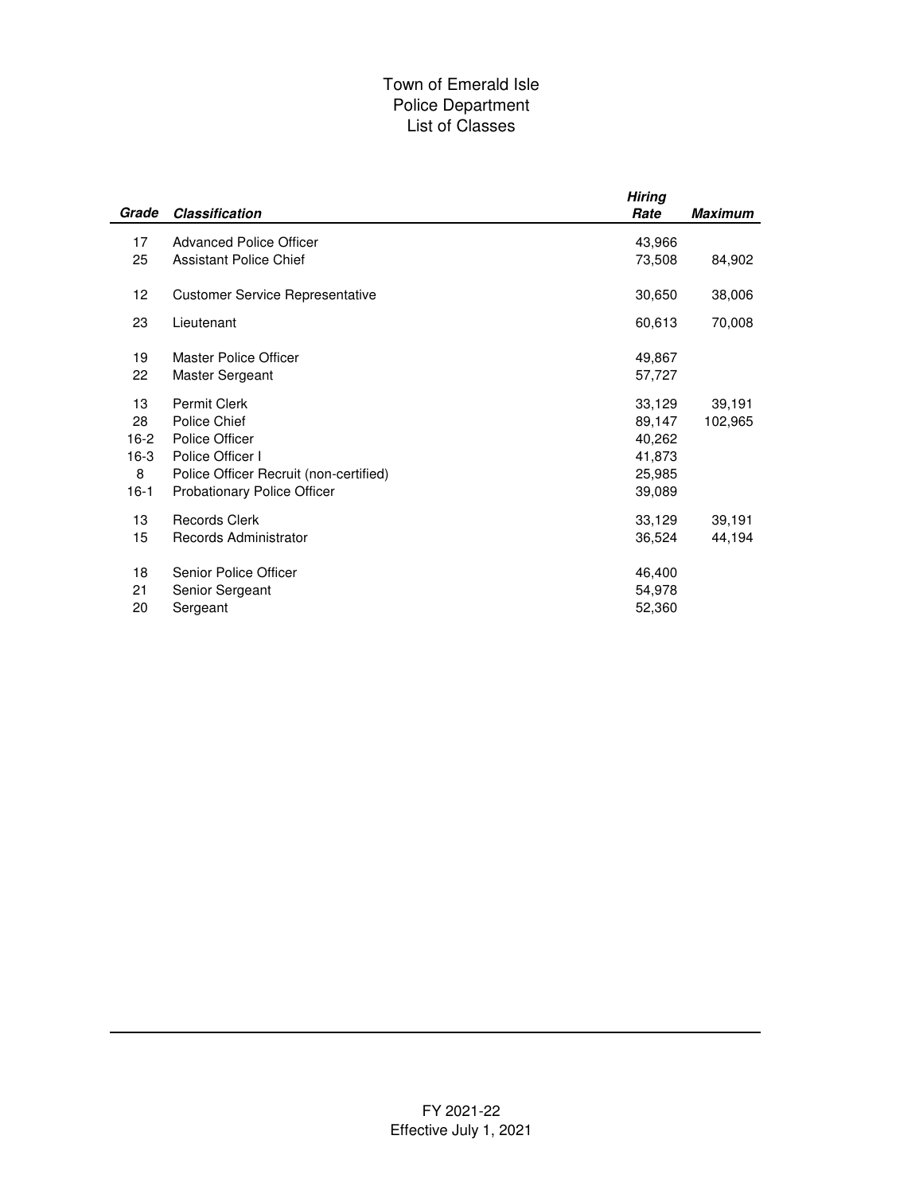# Town of Emerald Isle
## Police Department
## List of Classes

| Grade | Classification | Hiring Rate | Maximum |
|---|---|---|---|
| 17 | Advanced Police Officer | 43,966 | |
| 25 | Assistant Police Chief | 73,508 | 84,902 |
| 12 | Customer Service Representative | 30,650 | 38,006 |
| 23 | Lieutenant | 60,613 | 70,008 |
| 19 | Master Police Officer | 49,867 | |
| 22 | Master Sergeant | 57,727 | |
| 13 | Permit Clerk | 33,129 | 39,191 |
| 28 | Police Chief | 89,147 | 102,965 |
| 16-2 | Police Officer | 40,262 | |
| 16-3 | Police Officer I | 41,873 | |
| 8 | Police Officer Recruit (non-certified) | 25,985 | |
| 16-1 | Probationary Police Officer | 39,089 | |
| 13 | Records Clerk | 33,129 | 39,191 |
| 15 | Records Administrator | 36,524 | 44,194 |
| 18 | Senior Police Officer | 46,400 | |
| 21 | Senior Sergeant | 54,978 | |
| 20 | Sergeant | 52,360 | |

FY 2021-22
Effective July 1, 2021